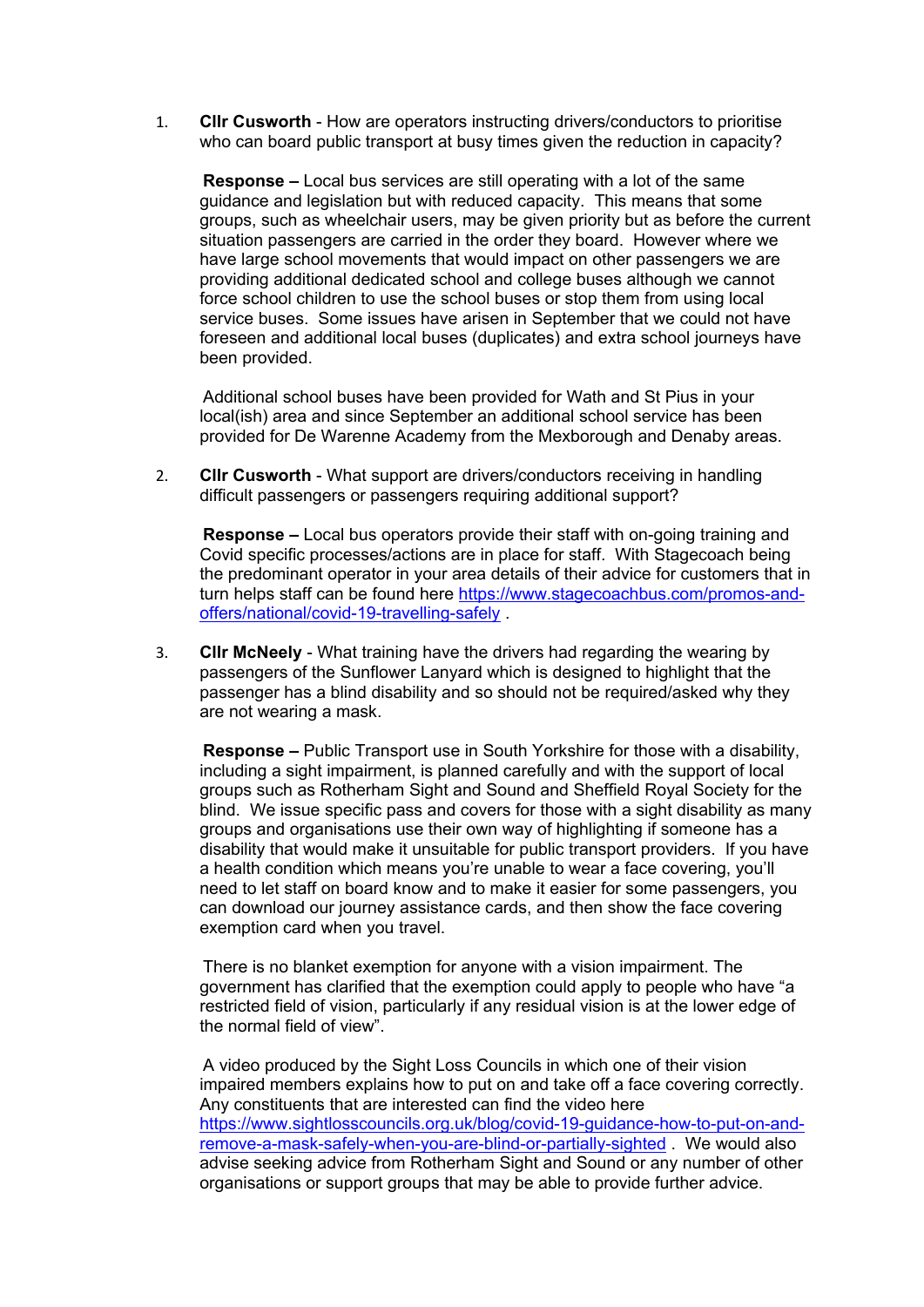1. **Cllr Cusworth** - How are operators instructing drivers/conductors to prioritise who can board public transport at busy times given the reduction in capacity?

   **Response –** Local bus services are still operating with a lot of the same guidance and legislation but with reduced capacity. This means that some groups, such as wheelchair users, may be given priority but as before the current situation passengers are carried in the order they board. However where we have large school movements that would impact on other passengers we are providing additional dedicated school and college buses although we cannot force school children to use the school buses or stop them from using local service buses. Some issues have arisen in September that we could not have foreseen and additional local buses (duplicates) and extra school journeys have been provided.

   Additional school buses have been provided for Wath and St Pius in your local(ish) area and since September an additional school service has been provided for De Warenne Academy from the Mexborough and Denaby areas.

2. **Cllr Cusworth** - What support are drivers/conductors receiving in handling difficult passengers or passengers requiring additional support?

   **Response –** Local bus operators provide their staff with on-going training and Covid specific processes/actions are in place for staff. With Stagecoach being the predominant operator in your area details of their advice for customers that in turn helps staff can be found here https://www.stagecoachbus.com/promos-and-offers/national/covid-19-travelling-safely .

3. **Cllr McNeely** - What training have the drivers had regarding the wearing by passengers of the Sunflower Lanyard which is designed to highlight that the passenger has a blind disability and so should not be required/asked why they are not wearing a mask.

   **Response –** Public Transport use in South Yorkshire for those with a disability, including a sight impairment, is planned carefully and with the support of local groups such as Rotherham Sight and Sound and Sheffield Royal Society for the blind. We issue specific pass and covers for those with a sight disability as many groups and organisations use their own way of highlighting if someone has a disability that would make it unsuitable for public transport providers. If you have a health condition which means you're unable to wear a face covering, you'll need to let staff on board know and to make it easier for some passengers, you can download our journey assistance cards, and then show the face covering exemption card when you travel.

   There is no blanket exemption for anyone with a vision impairment. The government has clarified that the exemption could apply to people who have "a restricted field of vision, particularly if any residual vision is at the lower edge of the normal field of view".

   A video produced by the Sight Loss Councils in which one of their vision impaired members explains how to put on and take off a face covering correctly. Any constituents that are interested can find the video here https://www.sightlosscouncils.org.uk/blog/covid-19-guidance-how-to-put-on-and-remove-a-mask-safely-when-you-are-blind-or-partially-sighted . We would also advise seeking advice from Rotherham Sight and Sound or any number of other organisations or support groups that may be able to provide further advice.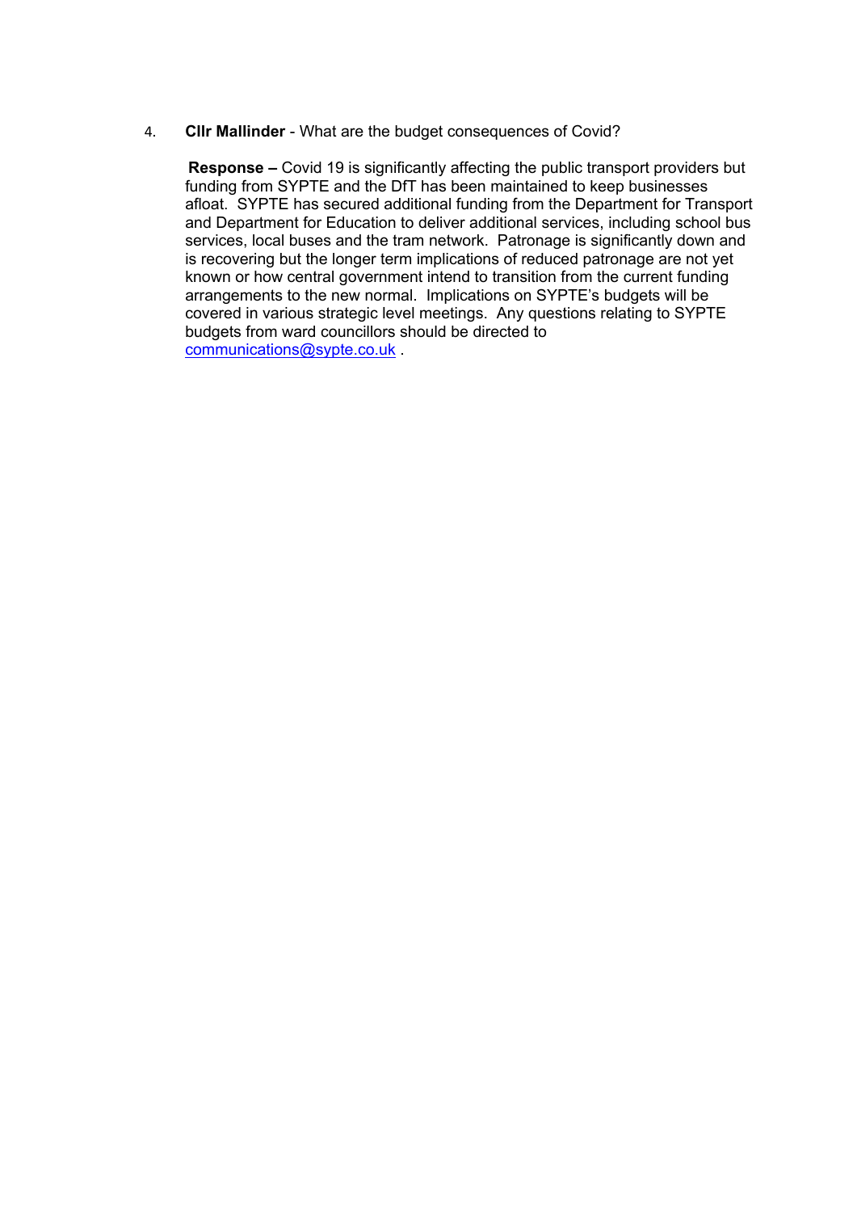4. **Cllr Mallinder** - What are the budget consequences of Covid?

   **Response –** Covid 19 is significantly affecting the public transport providers but funding from SYPTE and the DfT has been maintained to keep businesses afloat. SYPTE has secured additional funding from the Department for Transport and Department for Education to deliver additional services, including school bus services, local buses and the tram network. Patronage is significantly down and is recovering but the longer term implications of reduced patronage are not yet known or how central government intend to transition from the current funding arrangements to the new normal. Implications on SYPTE's budgets will be covered in various strategic level meetings. Any questions relating to SYPTE budgets from ward councillors should be directed to communications@sypte.co.uk .